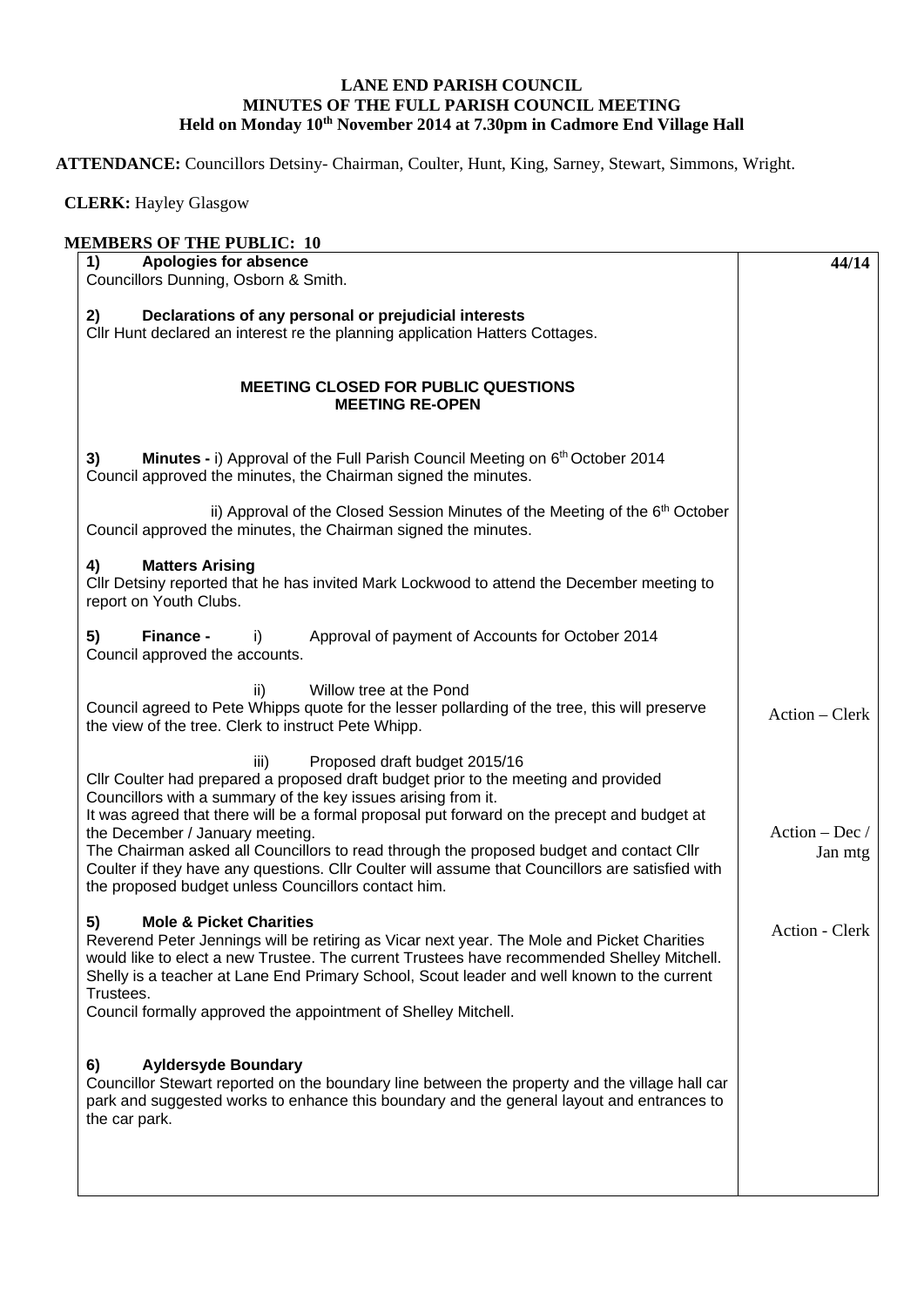# LANE END PARISH COUNCIL
## MINUTES OF THE FULL PARISH COUNCIL MEETING
### Held on Monday 10th November 2014 at 7.30pm in Cadmore End Village Hall

**ATTENDANCE:** Councillors Detsiny- Chairman, Coulter, Hunt, King, Sarney, Stewart, Simmons, Wright.

**CLERK:** Hayley Glasgow

**MEMBERS OF THE PUBLIC: 10**

| | **44/14** |
|---|---|
| **1) Apologies for absence**<br>Councillors Dunning, Osborn & Smith. | |
| **2) Declarations of any personal or prejudicial interests**<br>Cllr Hunt declared an interest re the planning application Hatters Cottages. | |
| **MEETING CLOSED FOR PUBLIC QUESTIONS**<br>**MEETING RE-OPEN** | |
| **3) Minutes -** i) Approval of the Full Parish Council Meeting on 6th October 2014<br>Council approved the minutes, the Chairman signed the minutes. | |
| ii) Approval of the Closed Session Minutes of the Meeting of the 6th October<br>Council approved the minutes, the Chairman signed the minutes. | |
| **4) Matters Arising**<br>Cllr Detsiny reported that he has invited Mark Lockwood to attend the December meeting to report on Youth Clubs. | |
| **5) Finance -** i) Approval of payment of Accounts for October 2014<br>Council approved the accounts. | |
| ii) Willow tree at the Pond<br>Council agreed to Pete Whipps quote for the lesser pollarding of the tree, this will preserve the view of the tree. Clerk to instruct Pete Whipp. | Action – Clerk |
| iii) Proposed draft budget 2015/16<br>Cllr Coulter had prepared a proposed draft budget prior to the meeting and provided Councillors with a summary of the key issues arising from it.<br>It was agreed that there will be a formal proposal put forward on the precept and budget at the December / January meeting.<br>The Chairman asked all Councillors to read through the proposed budget and contact Cllr Coulter if they have any questions. Cllr Coulter will assume that Councillors are satisfied with the proposed budget unless Councillors contact him. | Action – Dec / Jan mtg |
| **5) Mole & Picket Charities**<br>Reverend Peter Jennings will be retiring as Vicar next year. The Mole and Picket Charities would like to elect a new Trustee. The current Trustees have recommended Shelley Mitchell. Shelly is a teacher at Lane End Primary School, Scout leader and well known to the current Trustees.<br>Council formally approved the appointment of Shelley Mitchell. | Action - Clerk |
| **6) Ayldersyde Boundary**<br>Councillor Stewart reported on the boundary line between the property and the village hall car park and suggested works to enhance this boundary and the general layout and entrances to the car park. | |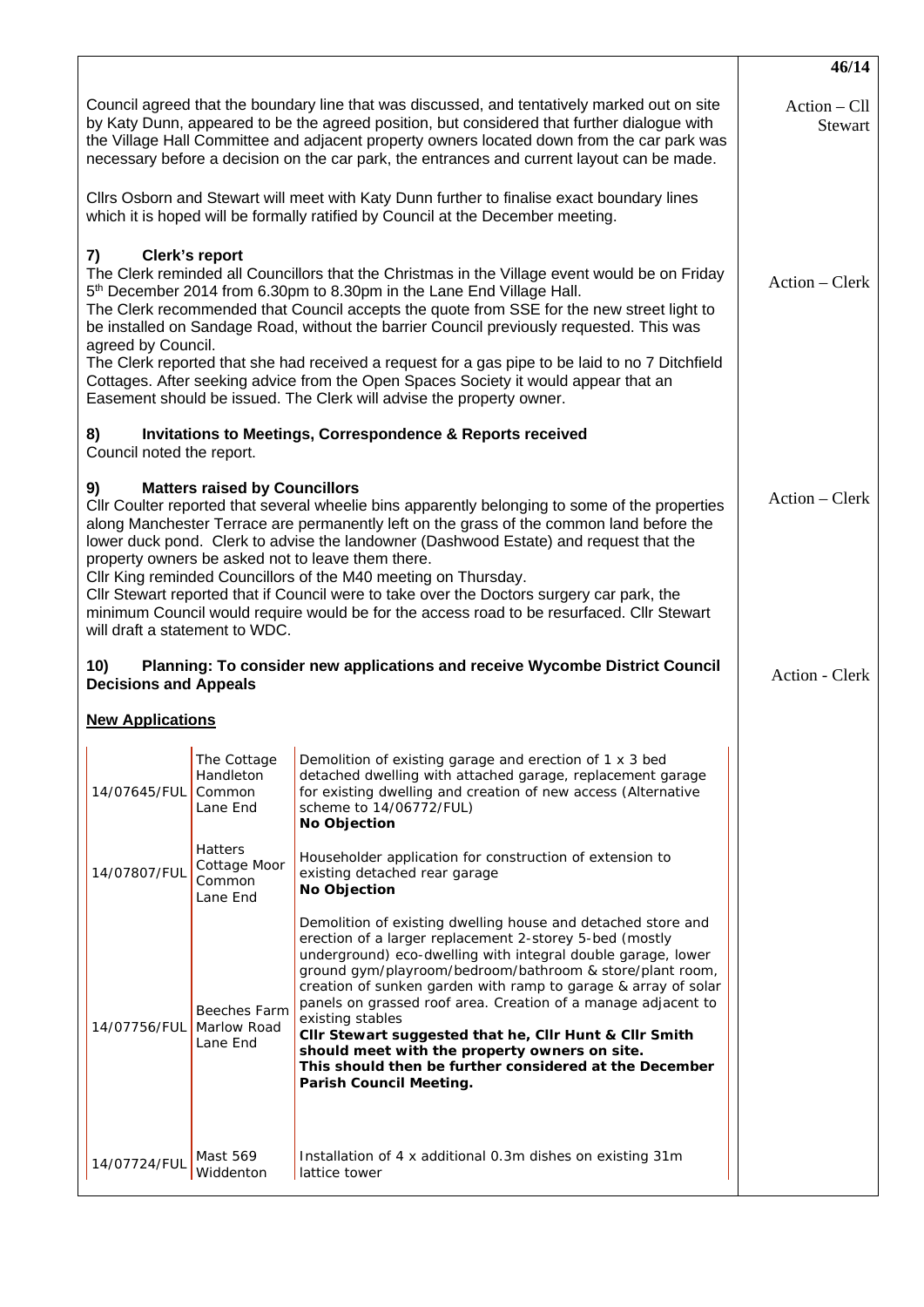46/14

Council agreed that the boundary line that was discussed, and tentatively marked out on site by Katy Dunn, appeared to be the agreed position, but considered that further dialogue with the Village Hall Committee and adjacent property owners located down from the car park was necessary before a decision on the car park, the entrances and current layout can be made.

*Action – Cll Stewart*

Cllrs Osborn and Stewart will meet with Katy Dunn further to finalise exact boundary lines which it is hoped will be formally ratified by Council at the December meeting.

**7) Clerk's report**

The Clerk reminded all Councillors that the Christmas in the Village event would be on Friday 5th December 2014 from 6.30pm to 8.30pm in the Lane End Village Hall.

*Action – Clerk*

The Clerk recommended that Council accepts the quote from SSE for the new street light to be installed on Sandage Road, without the barrier Council previously requested. This was agreed by Council.

The Clerk reported that she had received a request for a gas pipe to be laid to no 7 Ditchfield Cottages. After seeking advice from the Open Spaces Society it would appear that an Easement should be issued. The Clerk will advise the property owner.

**8) Invitations to Meetings, Correspondence & Reports received**

Council noted the report.

**9) Matters raised by Councillors**

Cllr Coulter reported that several wheelie bins apparently belonging to some of the properties along Manchester Terrace are permanently left on the grass of the common land before the lower duck pond. Clerk to advise the landowner (Dashwood Estate) and request that the property owners be asked not to leave them there.

*Action – Clerk*

Cllr King reminded Councillors of the M40 meeting on Thursday.

Cllr Stewart reported that if Council were to take over the Doctors surgery car park, the minimum Council would require would be for the access road to be resurfaced. Cllr Stewart will draft a statement to WDC.

**10) Planning: To consider new applications and receive Wycombe District Council Decisions and Appeals**

*Action - Clerk*

**New Applications**

| | | |
|---|---|---|
| 14/07645/FUL | The Cottage Handleton Common Lane End | Demolition of existing garage and erection of 1 x 3 bed detached dwelling with attached garage, replacement garage for existing dwelling and creation of new access (Alternative scheme to 14/06772/FUL) **No Objection** |
| 14/07807/FUL | Hatters Cottage Moor Common Lane End | Householder application for construction of extension to existing detached rear garage **No Objection** |
| 14/07756/FUL | Beeches Farm Marlow Road Lane End | Demolition of existing dwelling house and detached store and erection of a larger replacement 2-storey 5-bed (mostly underground) eco-dwelling with integral double garage, lower ground gym/playroom/bedroom/bathroom & store/plant room, creation of sunken garden with ramp to garage & array of solar panels on grassed roof area. Creation of a manage adjacent to existing stables **Cllr Stewart suggested that he, Cllr Hunt & Cllr Smith should meet with the property owners on site. This should then be further considered at the December Parish Council Meeting.** |
| 14/07724/FUL | Mast 569 Widdenton | Installation of 4 x additional 0.3m dishes on existing 31m lattice tower |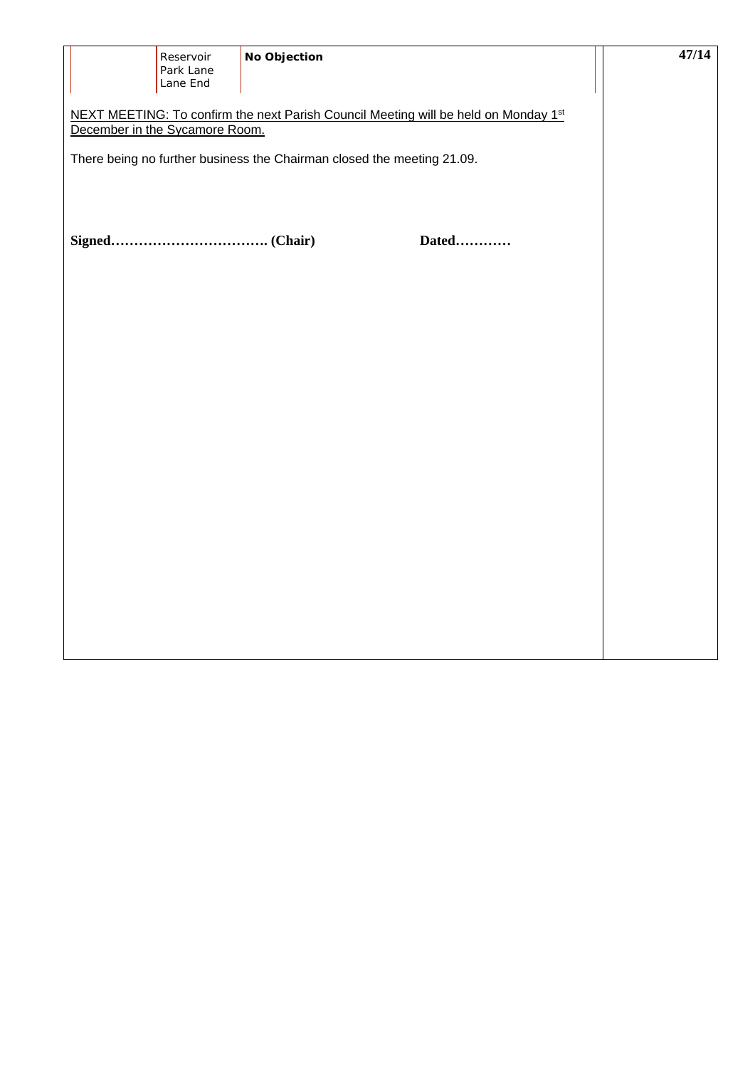| | | | |
|---|---|---|---|
| | Reservoir<br>Park Lane<br>Lane End | **No Objection** | |

NEXT MEETING: To confirm the next Parish Council Meeting will be held on Monday 1st December in the Sycamore Room.

There being no further business the Chairman closed the meeting 21.09.

**Signed……………………………. (Chair)** **Dated…………**